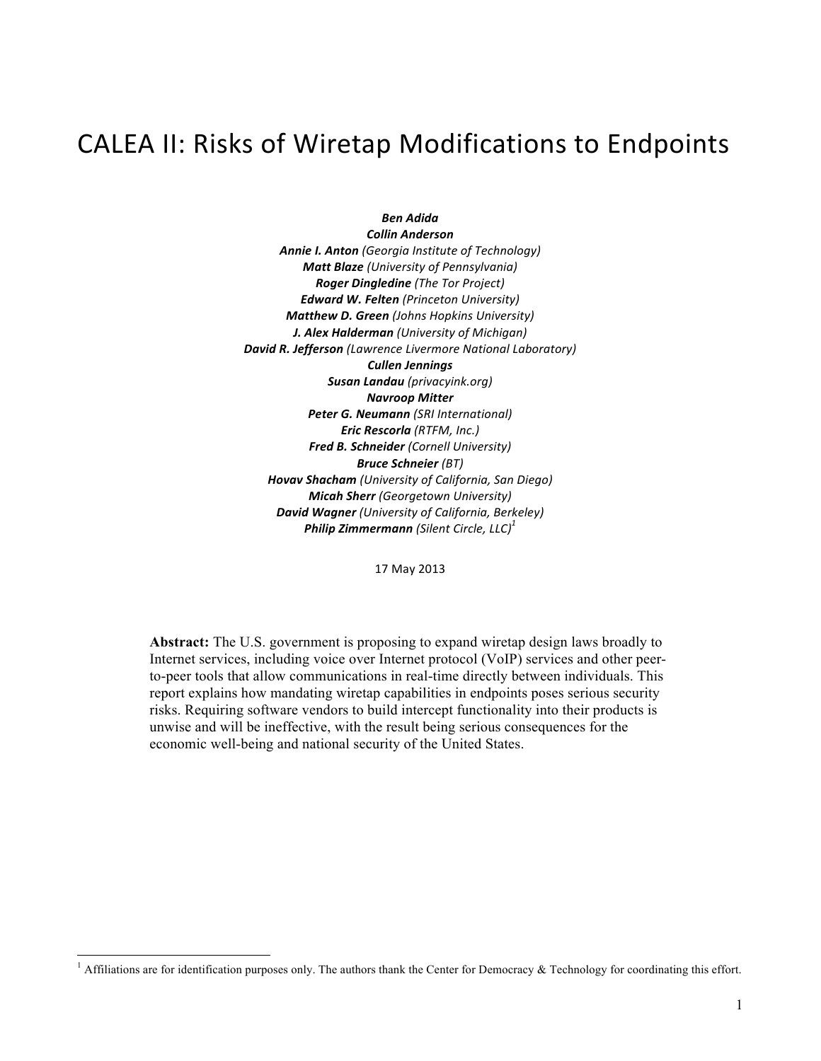# CALEA II: Risks of Wiretap Modifications to Endpoints

***Ben Adida***
***Collin Anderson***
***Annie I. Anton*** *(Georgia Institute of Technology)*
***Matt Blaze*** *(University of Pennsylvania)*
***Roger Dingledine*** *(The Tor Project)*
***Edward W. Felten*** *(Princeton University)*
***Matthew D. Green*** *(Johns Hopkins University)*
***J. Alex Halderman*** *(University of Michigan)*
***David R. Jefferson*** *(Lawrence Livermore National Laboratory)*
***Cullen Jennings***
***Susan Landau*** *(privacyink.org)*
***Navroop Mitter***
***Peter G. Neumann*** *(SRI International)*
***Eric Rescorla*** *(RTFM, Inc.)*
***Fred B. Schneider*** *(Cornell University)*
***Bruce Schneier*** *(BT)*
***Hovav Shacham*** *(University of California, San Diego)*
***Micah Sherr*** *(Georgetown University)*
***David Wagner*** *(University of California, Berkeley)*
***Philip Zimmermann*** *(Silent Circle, LLC)*[1]

17 May 2013

**Abstract:** The U.S. government is proposing to expand wiretap design laws broadly to Internet services, including voice over Internet protocol (VoIP) services and other peer-to-peer tools that allow communications in real-time directly between individuals. This report explains how mandating wiretap capabilities in endpoints poses serious security risks. Requiring software vendors to build intercept functionality into their products is unwise and will be ineffective, with the result being serious consequences for the economic well-being and national security of the United States.

[1] Affiliations are for identification purposes only. The authors thank the Center for Democracy & Technology for coordinating this effort.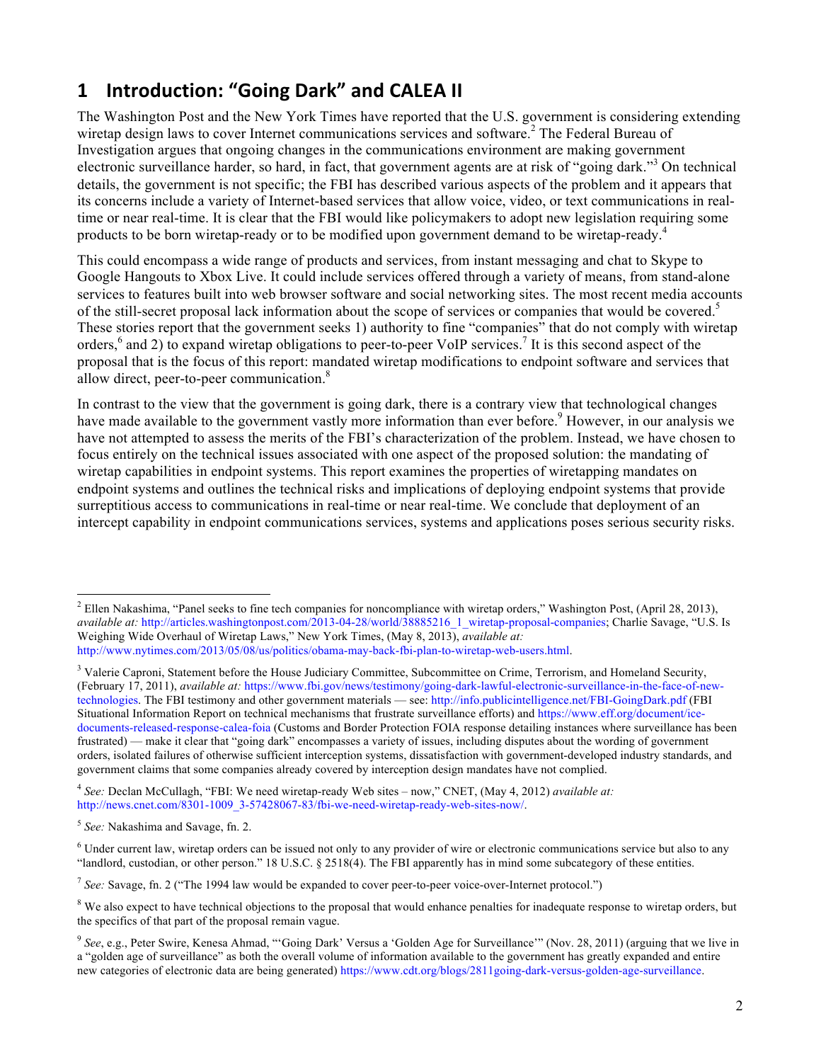# 1 Introduction: "Going Dark" and CALEA II

The Washington Post and the New York Times have reported that the U.S. government is considering extending wiretap design laws to cover Internet communications services and software.[2] The Federal Bureau of Investigation argues that ongoing changes in the communications environment are making government electronic surveillance harder, so hard, in fact, that government agents are at risk of "going dark."[3] On technical details, the government is not specific; the FBI has described various aspects of the problem and it appears that its concerns include a variety of Internet-based services that allow voice, video, or text communications in real-time or near real-time. It is clear that the FBI would like policymakers to adopt new legislation requiring some products to be born wiretap-ready or to be modified upon government demand to be wiretap-ready.[4]

This could encompass a wide range of products and services, from instant messaging and chat to Skype to Google Hangouts to Xbox Live. It could include services offered through a variety of means, from stand-alone services to features built into web browser software and social networking sites. The most recent media accounts of the still-secret proposal lack information about the scope of services or companies that would be covered.[5] These stories report that the government seeks 1) authority to fine "companies" that do not comply with wiretap orders,[6] and 2) to expand wiretap obligations to peer-to-peer VoIP services.[7] It is this second aspect of the proposal that is the focus of this report: mandated wiretap modifications to endpoint software and services that allow direct, peer-to-peer communication.[8]

In contrast to the view that the government is going dark, there is a contrary view that technological changes have made available to the government vastly more information than ever before.[9] However, in our analysis we have not attempted to assess the merits of the FBI's characterization of the problem. Instead, we have chosen to focus entirely on the technical issues associated with one aspect of the proposed solution: the mandating of wiretap capabilities in endpoint systems. This report examines the properties of wiretapping mandates on endpoint systems and outlines the technical risks and implications of deploying endpoint systems that provide surreptitious access to communications in real-time or near real-time. We conclude that deployment of an intercept capability in endpoint communications services, systems and applications poses serious security risks.

---

[2] Ellen Nakashima, "Panel seeks to fine tech companies for noncompliance with wiretap orders," Washington Post, (April 28, 2013), *available at:* http://articles.washingtonpost.com/2013-04-28/world/38885216_1_wiretap-proposal-companies; Charlie Savage, "U.S. Is Weighing Wide Overhaul of Wiretap Laws," New York Times, (May 8, 2013), *available at:* http://www.nytimes.com/2013/05/08/us/politics/obama-may-back-fbi-plan-to-wiretap-web-users.html.

[3] Valerie Caproni, Statement before the House Judiciary Committee, Subcommittee on Crime, Terrorism, and Homeland Security, (February 17, 2011), *available at:* https://www.fbi.gov/news/testimony/going-dark-lawful-electronic-surveillance-in-the-face-of-new-technologies. The FBI testimony and other government materials — see: http://info.publicintelligence.net/FBI-GoingDark.pdf (FBI Situational Information Report on technical mechanisms that frustrate surveillance efforts) and https://www.eff.org/document/ice-documents-released-response-calea-foia (Customs and Border Protection FOIA response detailing instances where surveillance has been frustrated) — make it clear that "going dark" encompasses a variety of issues, including disputes about the wording of government orders, isolated failures of otherwise sufficient interception systems, dissatisfaction with government-developed industry standards, and government claims that some companies already covered by interception design mandates have not complied.

[4] *See:* Declan McCullagh, "FBI: We need wiretap-ready Web sites – now," CNET, (May 4, 2012) *available at:* http://news.cnet.com/8301-1009_3-57428067-83/fbi-we-need-wiretap-ready-web-sites-now/.

[5] *See:* Nakashima and Savage, fn. 2.

[6] Under current law, wiretap orders can be issued not only to any provider of wire or electronic communications service but also to any "landlord, custodian, or other person." 18 U.S.C. § 2518(4). The FBI apparently has in mind some subcategory of these entities.

[7] *See:* Savage, fn. 2 ("The 1994 law would be expanded to cover peer-to-peer voice-over-Internet protocol.")

[8] We also expect to have technical objections to the proposal that would enhance penalties for inadequate response to wiretap orders, but the specifics of that part of the proposal remain vague.

[9] *See*, e.g., Peter Swire, Kenesa Ahmad, "'Going Dark' Versus a 'Golden Age for Surveillance'" (Nov. 28, 2011) (arguing that we live in a "golden age of surveillance" as both the overall volume of information available to the government has greatly expanded and entire new categories of electronic data are being generated) https://www.cdt.org/blogs/2811going-dark-versus-golden-age-surveillance.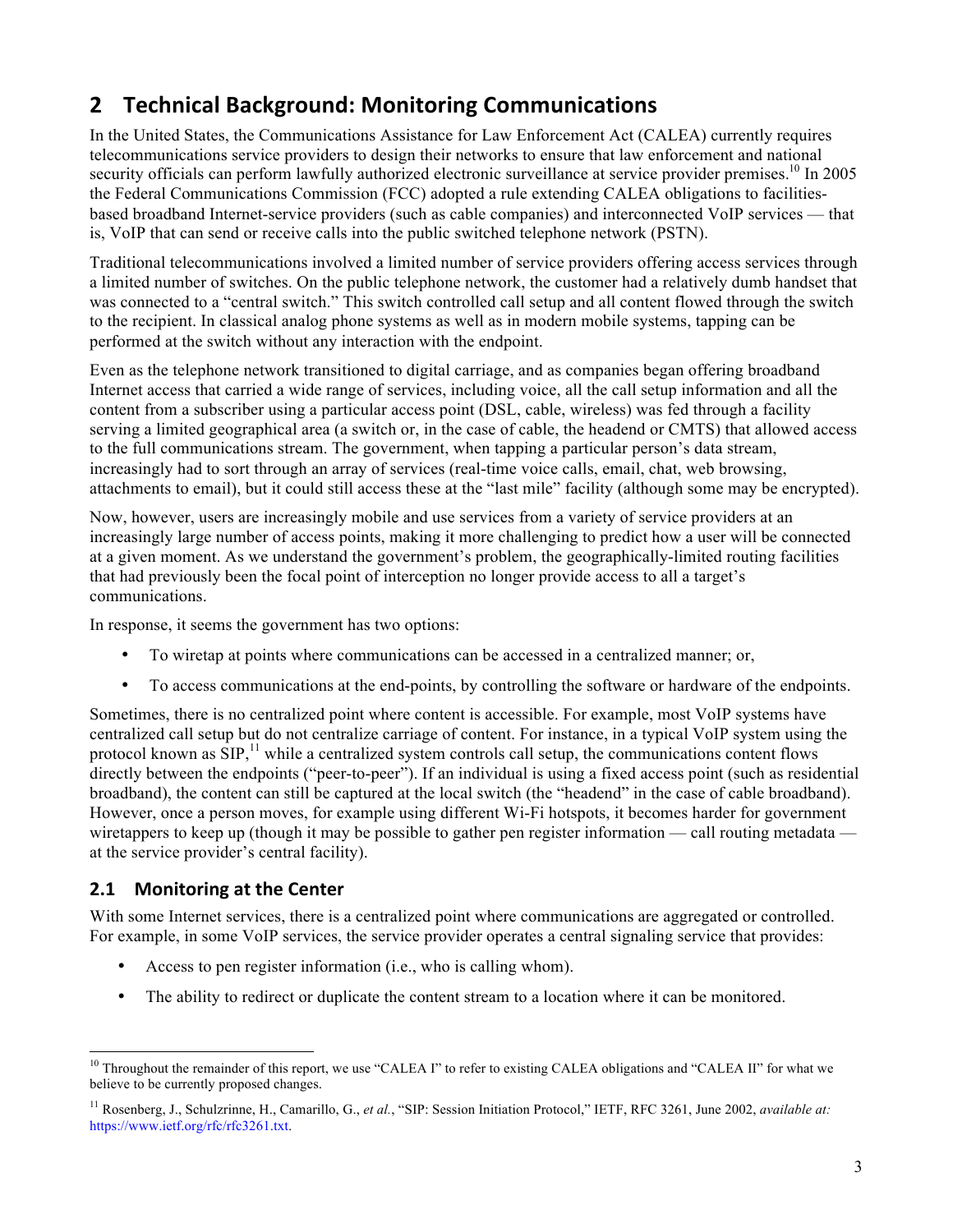# 2 Technical Background: Monitoring Communications

In the United States, the Communications Assistance for Law Enforcement Act (CALEA) currently requires telecommunications service providers to design their networks to ensure that law enforcement and national security officials can perform lawfully authorized electronic surveillance at service provider premises.[10] In 2005 the Federal Communications Commission (FCC) adopted a rule extending CALEA obligations to facilities-based broadband Internet-service providers (such as cable companies) and interconnected VoIP services — that is, VoIP that can send or receive calls into the public switched telephone network (PSTN).

Traditional telecommunications involved a limited number of service providers offering access services through a limited number of switches. On the public telephone network, the customer had a relatively dumb handset that was connected to a "central switch." This switch controlled call setup and all content flowed through the switch to the recipient. In classical analog phone systems as well as in modern mobile systems, tapping can be performed at the switch without any interaction with the endpoint.

Even as the telephone network transitioned to digital carriage, and as companies began offering broadband Internet access that carried a wide range of services, including voice, all the call setup information and all the content from a subscriber using a particular access point (DSL, cable, wireless) was fed through a facility serving a limited geographical area (a switch or, in the case of cable, the headend or CMTS) that allowed access to the full communications stream. The government, when tapping a particular person's data stream, increasingly had to sort through an array of services (real-time voice calls, email, chat, web browsing, attachments to email), but it could still access these at the "last mile" facility (although some may be encrypted).

Now, however, users are increasingly mobile and use services from a variety of service providers at an increasingly large number of access points, making it more challenging to predict how a user will be connected at a given moment. As we understand the government's problem, the geographically-limited routing facilities that had previously been the focal point of interception no longer provide access to all a target's communications.

In response, it seems the government has two options:

- To wiretap at points where communications can be accessed in a centralized manner; or,
- To access communications at the end-points, by controlling the software or hardware of the endpoints.

Sometimes, there is no centralized point where content is accessible. For example, most VoIP systems have centralized call setup but do not centralize carriage of content. For instance, in a typical VoIP system using the protocol known as SIP,[11] while a centralized system controls call setup, the communications content flows directly between the endpoints ("peer-to-peer"). If an individual is using a fixed access point (such as residential broadband), the content can still be captured at the local switch (the "headend" in the case of cable broadband). However, once a person moves, for example using different Wi-Fi hotspots, it becomes harder for government wiretappers to keep up (though it may be possible to gather pen register information — call routing metadata — at the service provider's central facility).

## 2.1 Monitoring at the Center

With some Internet services, there is a centralized point where communications are aggregated or controlled. For example, in some VoIP services, the service provider operates a central signaling service that provides:

- Access to pen register information (i.e., who is calling whom).
- The ability to redirect or duplicate the content stream to a location where it can be monitored.

---

[10] Throughout the remainder of this report, we use "CALEA I" to refer to existing CALEA obligations and "CALEA II" for what we believe to be currently proposed changes.

[11] Rosenberg, J., Schulzrinne, H., Camarillo, G., *et al.*, "SIP: Session Initiation Protocol," IETF, RFC 3261, June 2002, *available at:* https://www.ietf.org/rfc/rfc3261.txt.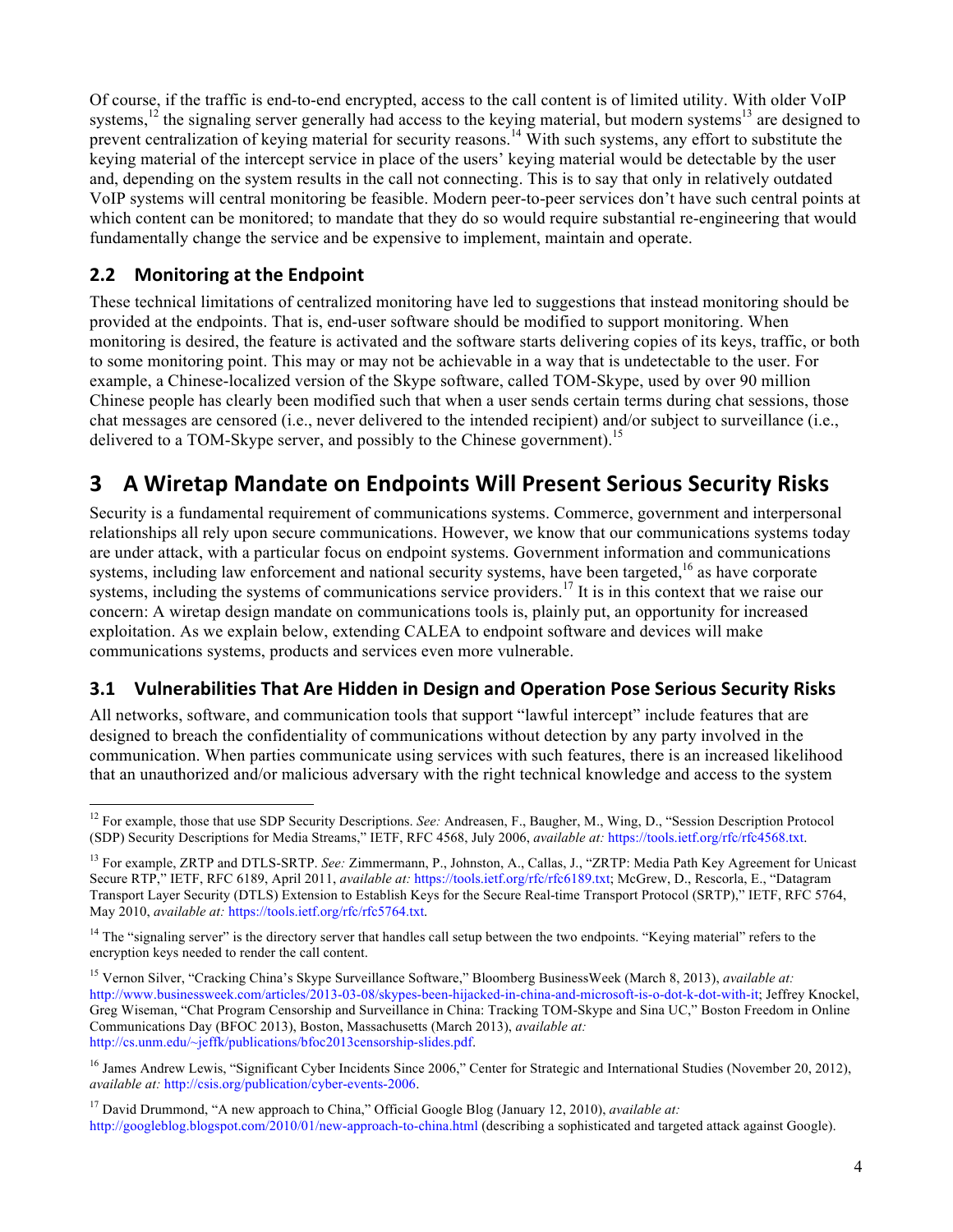Of course, if the traffic is end-to-end encrypted, access to the call content is of limited utility. With older VoIP systems,[12] the signaling server generally had access to the keying material, but modern systems[13] are designed to prevent centralization of keying material for security reasons.[14] With such systems, any effort to substitute the keying material of the intercept service in place of the users' keying material would be detectable by the user and, depending on the system results in the call not connecting. This is to say that only in relatively outdated VoIP systems will central monitoring be feasible. Modern peer-to-peer services don't have such central points at which content can be monitored; to mandate that they do so would require substantial re-engineering that would fundamentally change the service and be expensive to implement, maintain and operate.

## 2.2 Monitoring at the Endpoint

These technical limitations of centralized monitoring have led to suggestions that instead monitoring should be provided at the endpoints. That is, end-user software should be modified to support monitoring. When monitoring is desired, the feature is activated and the software starts delivering copies of its keys, traffic, or both to some monitoring point. This may or may not be achievable in a way that is undetectable to the user. For example, a Chinese-localized version of the Skype software, called TOM-Skype, used by over 90 million Chinese people has clearly been modified such that when a user sends certain terms during chat sessions, those chat messages are censored (i.e., never delivered to the intended recipient) and/or subject to surveillance (i.e., delivered to a TOM-Skype server, and possibly to the Chinese government).[15]

# 3 A Wiretap Mandate on Endpoints Will Present Serious Security Risks

Security is a fundamental requirement of communications systems. Commerce, government and interpersonal relationships all rely upon secure communications. However, we know that our communications systems today are under attack, with a particular focus on endpoint systems. Government information and communications systems, including law enforcement and national security systems, have been targeted,[16] as have corporate systems, including the systems of communications service providers.[17] It is in this context that we raise our concern: A wiretap design mandate on communications tools is, plainly put, an opportunity for increased exploitation. As we explain below, extending CALEA to endpoint software and devices will make communications systems, products and services even more vulnerable.

## 3.1 Vulnerabilities That Are Hidden in Design and Operation Pose Serious Security Risks

All networks, software, and communication tools that support "lawful intercept" include features that are designed to breach the confidentiality of communications without detection by any party involved in the communication. When parties communicate using services with such features, there is an increased likelihood that an unauthorized and/or malicious adversary with the right technical knowledge and access to the system

---

[12] For example, those that use SDP Security Descriptions. *See:* Andreasen, F., Baugher, M., Wing, D., "Session Description Protocol (SDP) Security Descriptions for Media Streams," IETF, RFC 4568, July 2006, *available at:* https://tools.ietf.org/rfc/rfc4568.txt.

[13] For example, ZRTP and DTLS-SRTP. *See:* Zimmermann, P., Johnston, A., Callas, J., "ZRTP: Media Path Key Agreement for Unicast Secure RTP," IETF, RFC 6189, April 2011, *available at:* https://tools.ietf.org/rfc/rfc6189.txt; McGrew, D., Rescorla, E., "Datagram Transport Layer Security (DTLS) Extension to Establish Keys for the Secure Real-time Transport Protocol (SRTP)," IETF, RFC 5764, May 2010, *available at:* https://tools.ietf.org/rfc/rfc5764.txt.

[14] The "signaling server" is the directory server that handles call setup between the two endpoints. "Keying material" refers to the encryption keys needed to render the call content.

[15] Vernon Silver, "Cracking China's Skype Surveillance Software," Bloomberg BusinessWeek (March 8, 2013), *available at:* http://www.businessweek.com/articles/2013-03-08/skypes-been-hijacked-in-china-and-microsoft-is-o-dot-k-dot-with-it; Jeffrey Knockel, Greg Wiseman, "Chat Program Censorship and Surveillance in China: Tracking TOM-Skype and Sina UC," Boston Freedom in Online Communications Day (BFOC 2013), Boston, Massachusetts (March 2013), *available at:* http://cs.unm.edu/~jeffk/publications/bfoc2013censorship-slides.pdf.

[16] James Andrew Lewis, "Significant Cyber Incidents Since 2006," Center for Strategic and International Studies (November 20, 2012), *available at:* http://csis.org/publication/cyber-events-2006.

[17] David Drummond, "A new approach to China," Official Google Blog (January 12, 2010), *available at:* http://googleblog.blogspot.com/2010/01/new-approach-to-china.html (describing a sophisticated and targeted attack against Google).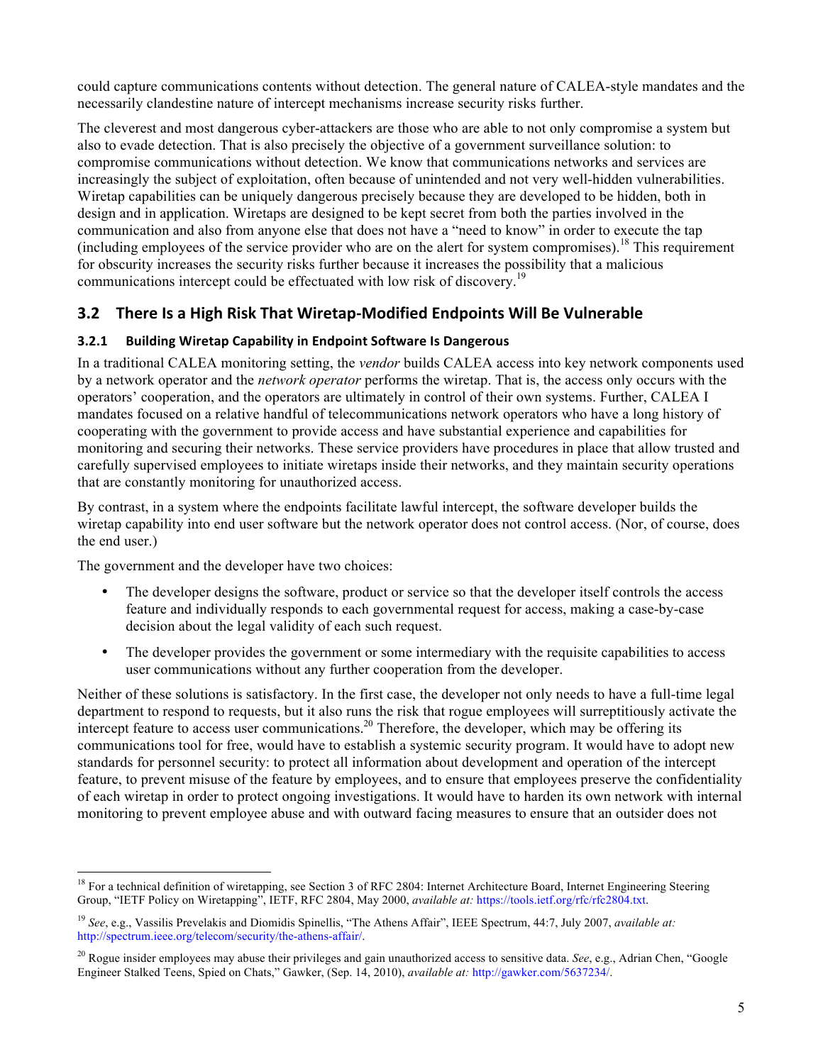could capture communications contents without detection. The general nature of CALEA-style mandates and the necessarily clandestine nature of intercept mechanisms increase security risks further.

The cleverest and most dangerous cyber-attackers are those who are able to not only compromise a system but also to evade detection. That is also precisely the objective of a government surveillance solution: to compromise communications without detection. We know that communications networks and services are increasingly the subject of exploitation, often because of unintended and not very well-hidden vulnerabilities. Wiretap capabilities can be uniquely dangerous precisely because they are developed to be hidden, both in design and in application. Wiretaps are designed to be kept secret from both the parties involved in the communication and also from anyone else that does not have a "need to know" in order to execute the tap (including employees of the service provider who are on the alert for system compromises).[18] This requirement for obscurity increases the security risks further because it increases the possibility that a malicious communications intercept could be effectuated with low risk of discovery.[19]

## 3.2 There Is a High Risk That Wiretap-Modified Endpoints Will Be Vulnerable

### 3.2.1 Building Wiretap Capability in Endpoint Software Is Dangerous

In a traditional CALEA monitoring setting, the *vendor* builds CALEA access into key network components used by a network operator and the *network operator* performs the wiretap. That is, the access only occurs with the operators' cooperation, and the operators are ultimately in control of their own systems. Further, CALEA I mandates focused on a relative handful of telecommunications network operators who have a long history of cooperating with the government to provide access and have substantial experience and capabilities for monitoring and securing their networks. These service providers have procedures in place that allow trusted and carefully supervised employees to initiate wiretaps inside their networks, and they maintain security operations that are constantly monitoring for unauthorized access.

By contrast, in a system where the endpoints facilitate lawful intercept, the software developer builds the wiretap capability into end user software but the network operator does not control access. (Nor, of course, does the end user.)

The government and the developer have two choices:

- The developer designs the software, product or service so that the developer itself controls the access feature and individually responds to each governmental request for access, making a case-by-case decision about the legal validity of each such request.
- The developer provides the government or some intermediary with the requisite capabilities to access user communications without any further cooperation from the developer.

Neither of these solutions is satisfactory. In the first case, the developer not only needs to have a full-time legal department to respond to requests, but it also runs the risk that rogue employees will surreptitiously activate the intercept feature to access user communications.[20] Therefore, the developer, which may be offering its communications tool for free, would have to establish a systemic security program. It would have to adopt new standards for personnel security: to protect all information about development and operation of the intercept feature, to prevent misuse of the feature by employees, and to ensure that employees preserve the confidentiality of each wiretap in order to protect ongoing investigations. It would have to harden its own network with internal monitoring to prevent employee abuse and with outward facing measures to ensure that an outsider does not

---

[18] For a technical definition of wiretapping, see Section 3 of RFC 2804: Internet Architecture Board, Internet Engineering Steering Group, "IETF Policy on Wiretapping", IETF, RFC 2804, May 2000, *available at:* https://tools.ietf.org/rfc/rfc2804.txt.

[19] *See*, e.g., Vassilis Prevelakis and Diomidis Spinellis, "The Athens Affair", IEEE Spectrum, 44:7, July 2007, *available at:* http://spectrum.ieee.org/telecom/security/the-athens-affair/.

[20] Rogue insider employees may abuse their privileges and gain unauthorized access to sensitive data. *See*, e.g., Adrian Chen, "Google Engineer Stalked Teens, Spied on Chats," Gawker, (Sep. 14, 2010), *available at:* http://gawker.com/5637234/.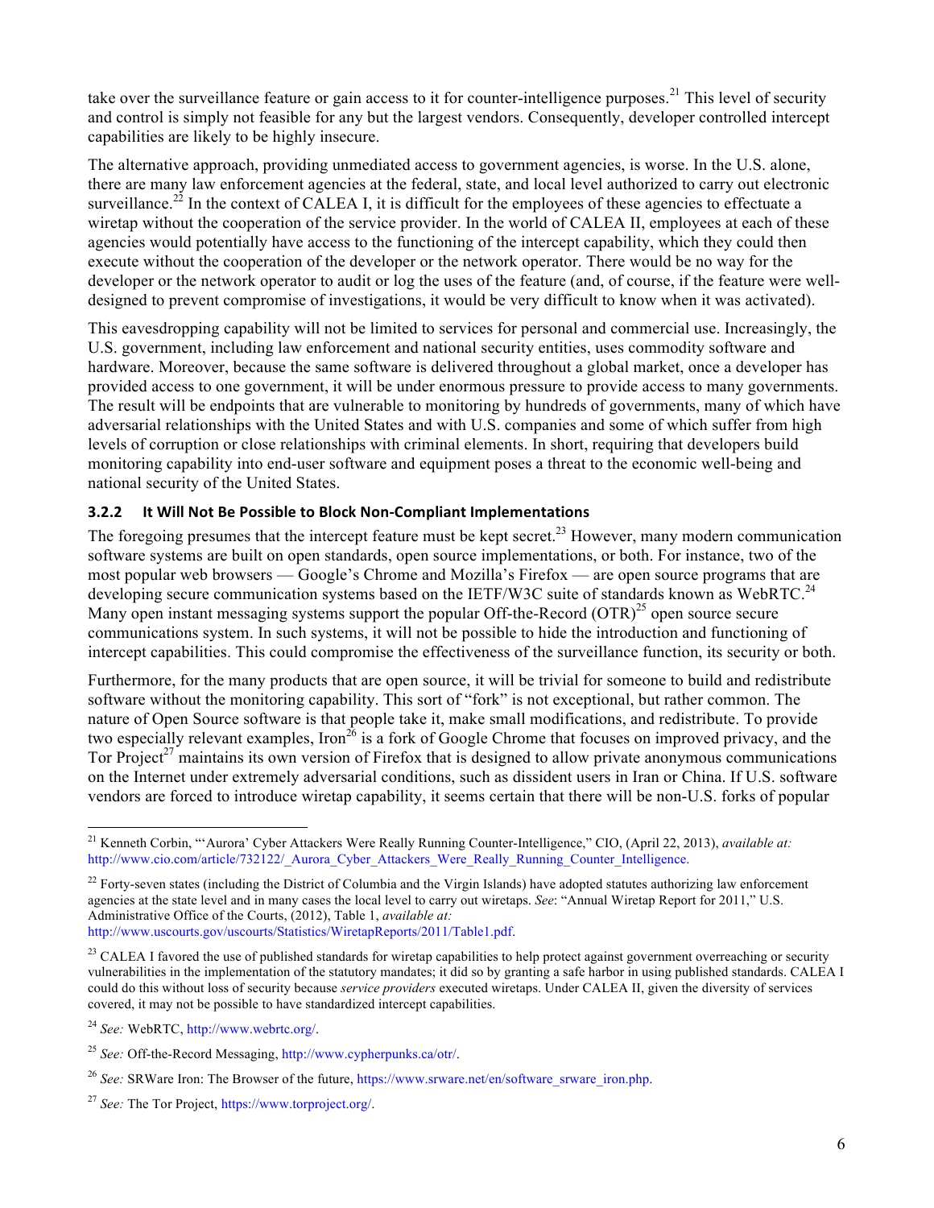take over the surveillance feature or gain access to it for counter-intelligence purposes.[21] This level of security and control is simply not feasible for any but the largest vendors. Consequently, developer controlled intercept capabilities are likely to be highly insecure.

The alternative approach, providing unmediated access to government agencies, is worse. In the U.S. alone, there are many law enforcement agencies at the federal, state, and local level authorized to carry out electronic surveillance.[22] In the context of CALEA I, it is difficult for the employees of these agencies to effectuate a wiretap without the cooperation of the service provider. In the world of CALEA II, employees at each of these agencies would potentially have access to the functioning of the intercept capability, which they could then execute without the cooperation of the developer or the network operator. There would be no way for the developer or the network operator to audit or log the uses of the feature (and, of course, if the feature were well-designed to prevent compromise of investigations, it would be very difficult to know when it was activated).

This eavesdropping capability will not be limited to services for personal and commercial use. Increasingly, the U.S. government, including law enforcement and national security entities, uses commodity software and hardware. Moreover, because the same software is delivered throughout a global market, once a developer has provided access to one government, it will be under enormous pressure to provide access to many governments. The result will be endpoints that are vulnerable to monitoring by hundreds of governments, many of which have adversarial relationships with the United States and with U.S. companies and some of which suffer from high levels of corruption or close relationships with criminal elements. In short, requiring that developers build monitoring capability into end-user software and equipment poses a threat to the economic well-being and national security of the United States.

### 3.2.2 It Will Not Be Possible to Block Non-Compliant Implementations

The foregoing presumes that the intercept feature must be kept secret.[23] However, many modern communication software systems are built on open standards, open source implementations, or both. For instance, two of the most popular web browsers — Google's Chrome and Mozilla's Firefox — are open source programs that are developing secure communication systems based on the IETF/W3C suite of standards known as WebRTC.[24] Many open instant messaging systems support the popular Off-the-Record (OTR)[25] open source secure communications system. In such systems, it will not be possible to hide the introduction and functioning of intercept capabilities. This could compromise the effectiveness of the surveillance function, its security or both.

Furthermore, for the many products that are open source, it will be trivial for someone to build and redistribute software without the monitoring capability. This sort of "fork" is not exceptional, but rather common. The nature of Open Source software is that people take it, make small modifications, and redistribute. To provide two especially relevant examples, Iron[26] is a fork of Google Chrome that focuses on improved privacy, and the Tor Project[27] maintains its own version of Firefox that is designed to allow private anonymous communications on the Internet under extremely adversarial conditions, such as dissident users in Iran or China. If U.S. software vendors are forced to introduce wiretap capability, it seems certain that there will be non-U.S. forks of popular

---

[21] Kenneth Corbin, "'Aurora' Cyber Attackers Were Really Running Counter-Intelligence," CIO, (April 22, 2013), *available at:* http://www.cio.com/article/732122/_Aurora_Cyber_Attackers_Were_Really_Running_Counter_Intelligence.

[22] Forty-seven states (including the District of Columbia and the Virgin Islands) have adopted statutes authorizing law enforcement agencies at the state level and in many cases the local level to carry out wiretaps. *See*: "Annual Wiretap Report for 2011," U.S. Administrative Office of the Courts, (2012), Table 1, *available at:* http://www.uscourts.gov/uscourts/Statistics/WiretapReports/2011/Table1.pdf.

[23] CALEA I favored the use of published standards for wiretap capabilities to help protect against government overreaching or security vulnerabilities in the implementation of the statutory mandates; it did so by granting a safe harbor in using published standards. CALEA I could do this without loss of security because *service providers* executed wiretaps. Under CALEA II, given the diversity of services covered, it may not be possible to have standardized intercept capabilities.

[24] *See:* WebRTC, http://www.webrtc.org/.

[25] *See:* Off-the-Record Messaging, http://www.cypherpunks.ca/otr/.

[26] *See:* SRWare Iron: The Browser of the future, https://www.srware.net/en/software_srware_iron.php.

[27] *See:* The Tor Project, https://www.torproject.org/.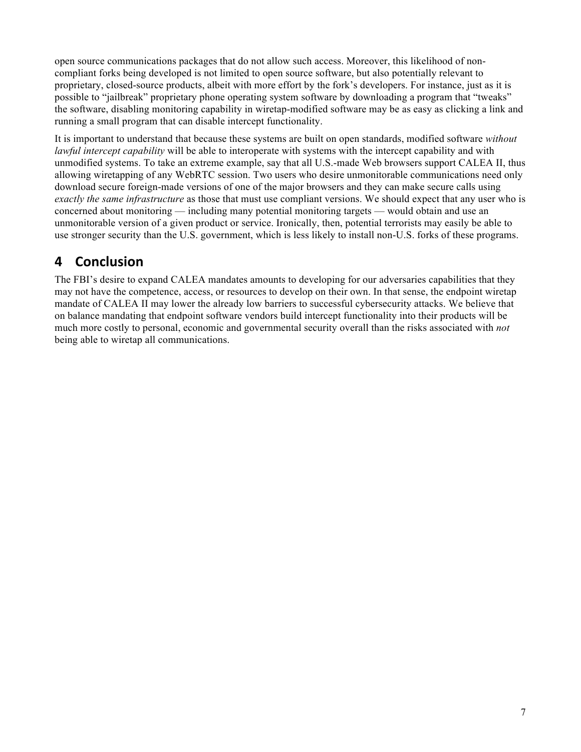open source communications packages that do not allow such access. Moreover, this likelihood of non-compliant forks being developed is not limited to open source software, but also potentially relevant to proprietary, closed-source products, albeit with more effort by the fork's developers. For instance, just as it is possible to "jailbreak" proprietary phone operating system software by downloading a program that "tweaks" the software, disabling monitoring capability in wiretap-modified software may be as easy as clicking a link and running a small program that can disable intercept functionality.

It is important to understand that because these systems are built on open standards, modified software *without lawful intercept capability* will be able to interoperate with systems with the intercept capability and with unmodified systems. To take an extreme example, say that all U.S.-made Web browsers support CALEA II, thus allowing wiretapping of any WebRTC session. Two users who desire unmonitorable communications need only download secure foreign-made versions of one of the major browsers and they can make secure calls using *exactly the same infrastructure* as those that must use compliant versions. We should expect that any user who is concerned about monitoring — including many potential monitoring targets — would obtain and use an unmonitorable version of a given product or service. Ironically, then, potential terrorists may easily be able to use stronger security than the U.S. government, which is less likely to install non-U.S. forks of these programs.

## 4 Conclusion

The FBI's desire to expand CALEA mandates amounts to developing for our adversaries capabilities that they may not have the competence, access, or resources to develop on their own. In that sense, the endpoint wiretap mandate of CALEA II may lower the already low barriers to successful cybersecurity attacks. We believe that on balance mandating that endpoint software vendors build intercept functionality into their products will be much more costly to personal, economic and governmental security overall than the risks associated with *not* being able to wiretap all communications.